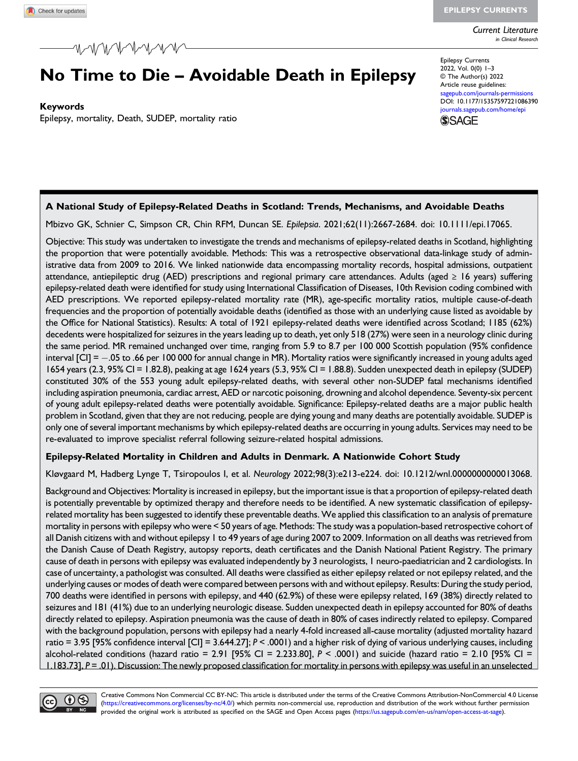# No Time to Die – Avoidable Death in Epilepsy

**Keywords**

Epilepsy, mortality, Death, SUDEP, mortality ratio

Epilepsy Currents
2022, Vol. 0(0) 1–3
© The Author(s) 2022
Article reuse guidelines:
sagepub.com/journals-permissions
DOI: 10.1177/15357597221086390
journals.sagepub.com/home/epi

### A National Study of Epilepsy-Related Deaths in Scotland: Trends, Mechanisms, and Avoidable Deaths

Mbizvo GK, Schnier C, Simpson CR, Chin RFM, Duncan SE. *Epilepsia*. 2021;62(11):2667-2684. doi: 10.1111/epi.17065.

Objective: This study was undertaken to investigate the trends and mechanisms of epilepsy-related deaths in Scotland, highlighting the proportion that were potentially avoidable. Methods: This was a retrospective observational data-linkage study of administrative data from 2009 to 2016. We linked nationwide data encompassing mortality records, hospital admissions, outpatient attendance, antiepileptic drug (AED) prescriptions and regional primary care attendances. Adults (aged ≥ 16 years) suffering epilepsy-related death were identified for study using International Classification of Diseases, 10th Revision coding combined with AED prescriptions. We reported epilepsy-related mortality rate (MR), age-specific mortality ratios, multiple cause-of-death frequencies and the proportion of potentially avoidable deaths (identified as those with an underlying cause listed as avoidable by the Office for National Statistics). Results: A total of 1921 epilepsy-related deaths were identified across Scotland; 1185 (62%) decedents were hospitalized for seizures in the years leading up to death, yet only 518 (27%) were seen in a neurology clinic during the same period. MR remained unchanged over time, ranging from 5.9 to 8.7 per 100 000 Scottish population (95% confidence interval [CI] = −.05 to .66 per 100 000 for annual change in MR). Mortality ratios were significantly increased in young adults aged 1654 years (2.3, 95% CI = 1.82.8), peaking at age 1624 years (5.3, 95% CI = 1.88.8). Sudden unexpected death in epilepsy (SUDEP) constituted 30% of the 553 young adult epilepsy-related deaths, with several other non-SUDEP fatal mechanisms identified including aspiration pneumonia, cardiac arrest, AED or narcotic poisoning, drowning and alcohol dependence. Seventy-six percent of young adult epilepsy-related deaths were potentially avoidable. Significance: Epilepsy-related deaths are a major public health problem in Scotland, given that they are not reducing, people are dying young and many deaths are potentially avoidable. SUDEP is only one of several important mechanisms by which epilepsy-related deaths are occurring in young adults. Services may need to be re-evaluated to improve specialist referral following seizure-related hospital admissions.

### Epilepsy-Related Mortality in Children and Adults in Denmark. A Nationwide Cohort Study

Kløvgaard M, Hadberg Lynge T, Tsiropoulos I, et al. *Neurology* 2022;98(3):e213-e224. doi: 10.1212/wnl.0000000000013068.

Background and Objectives: Mortality is increased in epilepsy, but the important issue is that a proportion of epilepsy-related death is potentially preventable by optimized therapy and therefore needs to be identified. A new systematic classification of epilepsy-related mortality has been suggested to identify these preventable deaths. We applied this classification to an analysis of premature mortality in persons with epilepsy who were < 50 years of age. Methods: The study was a population-based retrospective cohort of all Danish citizens with and without epilepsy 1 to 49 years of age during 2007 to 2009. Information on all deaths was retrieved from the Danish Cause of Death Registry, autopsy reports, death certificates and the Danish National Patient Registry. The primary cause of death in persons with epilepsy was evaluated independently by 3 neurologists, 1 neuro-paediatrician and 2 cardiologists. In case of uncertainty, a pathologist was consulted. All deaths were classified as either epilepsy related or not epilepsy related, and the underlying causes or modes of death were compared between persons with and without epilepsy. Results: During the study period, 700 deaths were identified in persons with epilepsy, and 440 (62.9%) of these were epilepsy related, 169 (38%) directly related to seizures and 181 (41%) due to an underlying neurologic disease. Sudden unexpected death in epilepsy accounted for 80% of deaths directly related to epilepsy. Aspiration pneumonia was the cause of death in 80% of cases indirectly related to epilepsy. Compared with the background population, persons with epilepsy had a nearly 4-fold increased all-cause mortality (adjusted mortality hazard ratio = 3.95 [95% confidence interval [CI] = 3.644.27]; $P < .0001$) and a higher risk of dying of various underlying causes, including alcohol-related conditions (hazard ratio = 2.91 [95% CI = 2.233.80], $P < .0001$) and suicide (hazard ratio = 2.10 [95% CI = 1.183.73], $P = .01$). Discussion: The newly proposed classification for mortality in persons with epilepsy was useful in an unselected

Creative Commons Non Commercial CC BY-NC: This article is distributed under the terms of the Creative Commons Attribution-NonCommercial 4.0 License (https://creativecommons.org/licenses/by-nc/4.0/) which permits non-commercial use, reproduction and distribution of the work without further permission provided the original work is attributed as specified on the SAGE and Open Access pages (https://us.sagepub.com/en-us/nam/open-access-at-sage).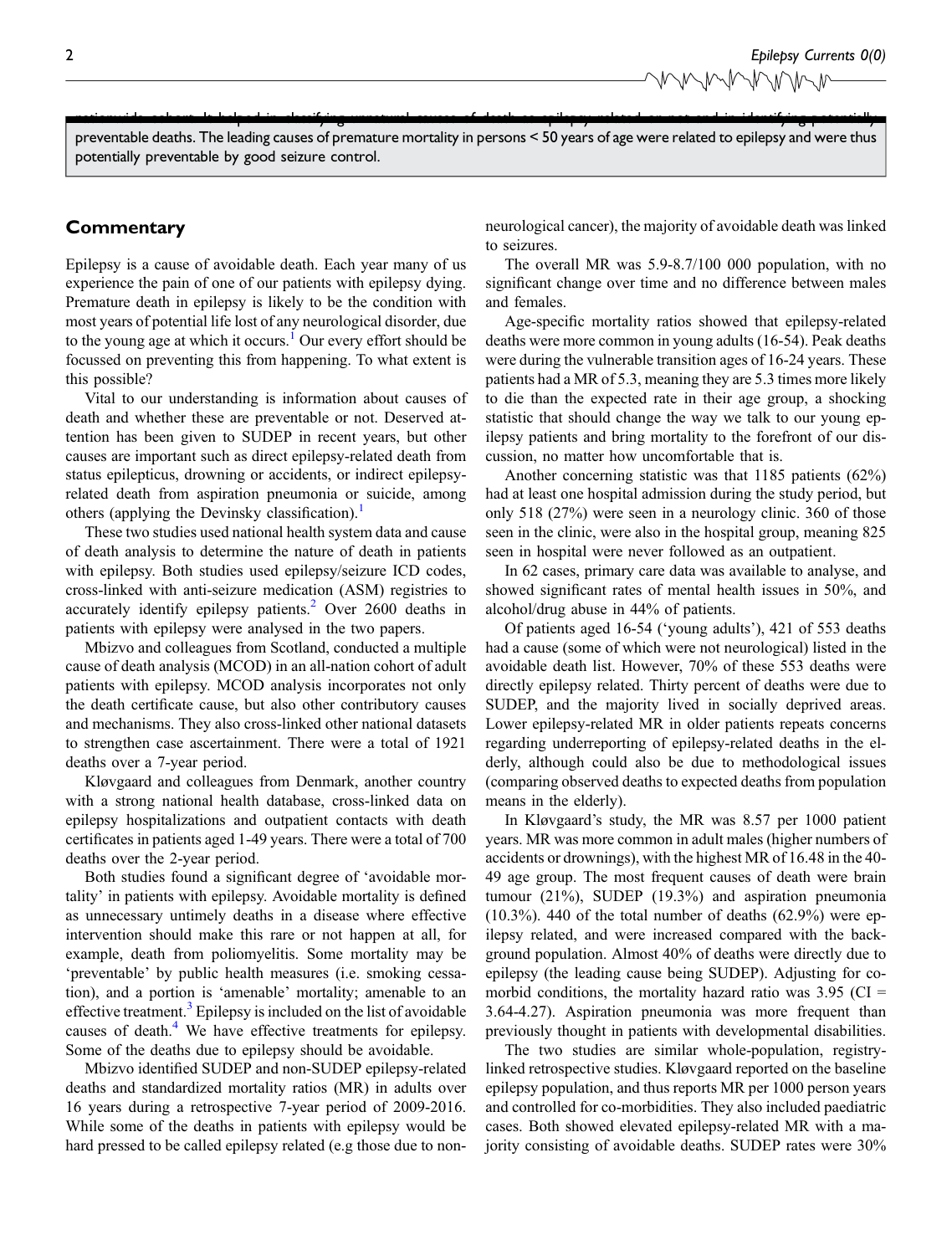preventable deaths. The leading causes of premature mortality in persons < 50 years of age were related to epilepsy and were thus potentially preventable by good seizure control.

## Commentary

Epilepsy is a cause of avoidable death. Each year many of us experience the pain of one of our patients with epilepsy dying. Premature death in epilepsy is likely to be the condition with most years of potential life lost of any neurological disorder, due to the young age at which it occurs.[1] Our every effort should be focussed on preventing this from happening. To what extent is this possible?

Vital to our understanding is information about causes of death and whether these are preventable or not. Deserved attention has been given to SUDEP in recent years, but other causes are important such as direct epilepsy-related death from status epilepticus, drowning or accidents, or indirect epilepsy-related death from aspiration pneumonia or suicide, among others (applying the Devinsky classification).[1]

These two studies used national health system data and cause of death analysis to determine the nature of death in patients with epilepsy. Both studies used epilepsy/seizure ICD codes, cross-linked with anti-seizure medication (ASM) registries to accurately identify epilepsy patients.[2] Over 2600 deaths in patients with epilepsy were analysed in the two papers.

Mbizvo and colleagues from Scotland, conducted a multiple cause of death analysis (MCOD) in an all-nation cohort of adult patients with epilepsy. MCOD analysis incorporates not only the death certificate cause, but also other contributory causes and mechanisms. They also cross-linked other national datasets to strengthen case ascertainment. There were a total of 1921 deaths over a 7-year period.

Kløvgaard and colleagues from Denmark, another country with a strong national health database, cross-linked data on epilepsy hospitalizations and outpatient contacts with death certificates in patients aged 1-49 years. There were a total of 700 deaths over the 2-year period.

Both studies found a significant degree of 'avoidable mortality' in patients with epilepsy. Avoidable mortality is defined as unnecessary untimely deaths in a disease where effective intervention should make this rare or not happen at all, for example, death from poliomyelitis. Some mortality may be 'preventable' by public health measures (i.e. smoking cessation), and a portion is 'amenable' mortality; amenable to an effective treatment.[3] Epilepsy is included on the list of avoidable causes of death.[4] We have effective treatments for epilepsy. Some of the deaths due to epilepsy should be avoidable.

Mbizvo identified SUDEP and non-SUDEP epilepsy-related deaths and standardized mortality ratios (MR) in adults over 16 years during a retrospective 7-year period of 2009-2016. While some of the deaths in patients with epilepsy would be hard pressed to be called epilepsy related (e.g those due to non-neurological cancer), the majority of avoidable death was linked to seizures.

The overall MR was 5.9-8.7/100 000 population, with no significant change over time and no difference between males and females.

Age-specific mortality ratios showed that epilepsy-related deaths were more common in young adults (16-54). Peak deaths were during the vulnerable transition ages of 16-24 years. These patients had a MR of 5.3, meaning they are 5.3 times more likely to die than the expected rate in their age group, a shocking statistic that should change the way we talk to our young epilepsy patients and bring mortality to the forefront of our discussion, no matter how uncomfortable that is.

Another concerning statistic was that 1185 patients (62%) had at least one hospital admission during the study period, but only 518 (27%) were seen in a neurology clinic. 360 of those seen in the clinic, were also in the hospital group, meaning 825 seen in hospital were never followed as an outpatient.

In 62 cases, primary care data was available to analyse, and showed significant rates of mental health issues in 50%, and alcohol/drug abuse in 44% of patients.

Of patients aged 16-54 ('young adults'), 421 of 553 deaths had a cause (some of which were not neurological) listed in the avoidable death list. However, 70% of these 553 deaths were directly epilepsy related. Thirty percent of deaths were due to SUDEP, and the majority lived in socially deprived areas. Lower epilepsy-related MR in older patients repeats concerns regarding underreporting of epilepsy-related deaths in the elderly, although could also be due to methodological issues (comparing observed deaths to expected deaths from population means in the elderly).

In Kløvgaard's study, the MR was 8.57 per 1000 patient years. MR was more common in adult males (higher numbers of accidents or drownings), with the highest MR of 16.48 in the 40-49 age group. The most frequent causes of death were brain tumour (21%), SUDEP (19.3%) and aspiration pneumonia (10.3%). 440 of the total number of deaths (62.9%) were epilepsy related, and were increased compared with the background population. Almost 40% of deaths were directly due to epilepsy (the leading cause being SUDEP). Adjusting for co-morbid conditions, the mortality hazard ratio was 3.95 (CI = 3.64-4.27). Aspiration pneumonia was more frequent than previously thought in patients with developmental disabilities.

The two studies are similar whole-population, registry-linked retrospective studies. Kløvgaard reported on the baseline epilepsy population, and thus reports MR per 1000 person years and controlled for co-morbidities. They also included paediatric cases. Both showed elevated epilepsy-related MR with a majority consisting of avoidable deaths. SUDEP rates were 30%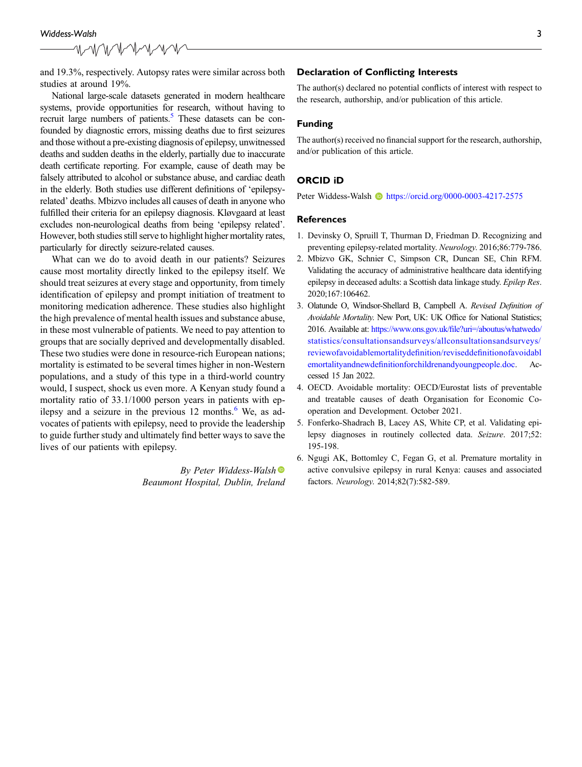and 19.3%, respectively. Autopsy rates were similar across both studies at around 19%.

National large-scale datasets generated in modern healthcare systems, provide opportunities for research, without having to recruit large numbers of patients.[5] These datasets can be confounded by diagnostic errors, missing deaths due to first seizures and those without a pre-existing diagnosis of epilepsy, unwitnessed deaths and sudden deaths in the elderly, partially due to inaccurate death certificate reporting. For example, cause of death may be falsely attributed to alcohol or substance abuse, and cardiac death in the elderly. Both studies use different definitions of 'epilepsy-related' deaths. Mbizvo includes all causes of death in anyone who fulfilled their criteria for an epilepsy diagnosis. Kløvgaard at least excludes non-neurological deaths from being 'epilepsy related'. However, both studies still serve to highlight higher mortality rates, particularly for directly seizure-related causes.

What can we do to avoid death in our patients? Seizures cause most mortality directly linked to the epilepsy itself. We should treat seizures at every stage and opportunity, from timely identification of epilepsy and prompt initiation of treatment to monitoring medication adherence. These studies also highlight the high prevalence of mental health issues and substance abuse, in these most vulnerable of patients. We need to pay attention to groups that are socially deprived and developmentally disabled. These two studies were done in resource-rich European nations; mortality is estimated to be several times higher in non-Western populations, and a study of this type in a third-world country would, I suspect, shock us even more. A Kenyan study found a mortality ratio of 33.1/1000 person years in patients with epilepsy and a seizure in the previous 12 months.[6] We, as advocates of patients with epilepsy, need to provide the leadership to guide further study and ultimately find better ways to save the lives of our patients with epilepsy.

*By Peter Widdess-Walsh*
*Beaumont Hospital, Dublin, Ireland*

## Declaration of Conflicting Interests

The author(s) declared no potential conflicts of interest with respect to the research, authorship, and/or publication of this article.

## Funding

The author(s) received no financial support for the research, authorship, and/or publication of this article.

## ORCID iD

Peter Widdess-Walsh https://orcid.org/0000-0003-4217-2575

## References

1. Devinsky O, Spruill T, Thurman D, Friedman D. Recognizing and preventing epilepsy-related mortality. *Neurology*. 2016;86:779-786.
2. Mbizvo GK, Schnier C, Simpson CR, Duncan SE, Chin RFM. Validating the accuracy of administrative healthcare data identifying epilepsy in deceased adults: a Scottish data linkage study. *Epilep Res*. 2020;167:106462.
3. Olatunde O, Windsor-Shellard B, Campbell A. *Revised Definition of Avoidable Mortality*. New Port, UK: UK Office for National Statistics; 2016. Available at: https://www.ons.gov.uk/file?uri=/aboutus/whatwedo/statistics/consultationsandsurveys/allconsultationsandsurveys/reviewofavoidablemortalitydefinition/reviseddefinitionofavoidablemortalityandnewdefinitionforchildrenandyoungpeople.doc. Accessed 15 Jan 2022.
4. OECD. Avoidable mortality: OECD/Eurostat lists of preventable and treatable causes of death Organisation for Economic Co-operation and Development. October 2021.
5. Fonferko-Shadrach B, Lacey AS, White CP, et al. Validating epilepsy diagnoses in routinely collected data. *Seizure*. 2017;52:195-198.
6. Ngugi AK, Bottomley C, Fegan G, et al. Premature mortality in active convulsive epilepsy in rural Kenya: causes and associated factors. *Neurology*. 2014;82(7):582-589.